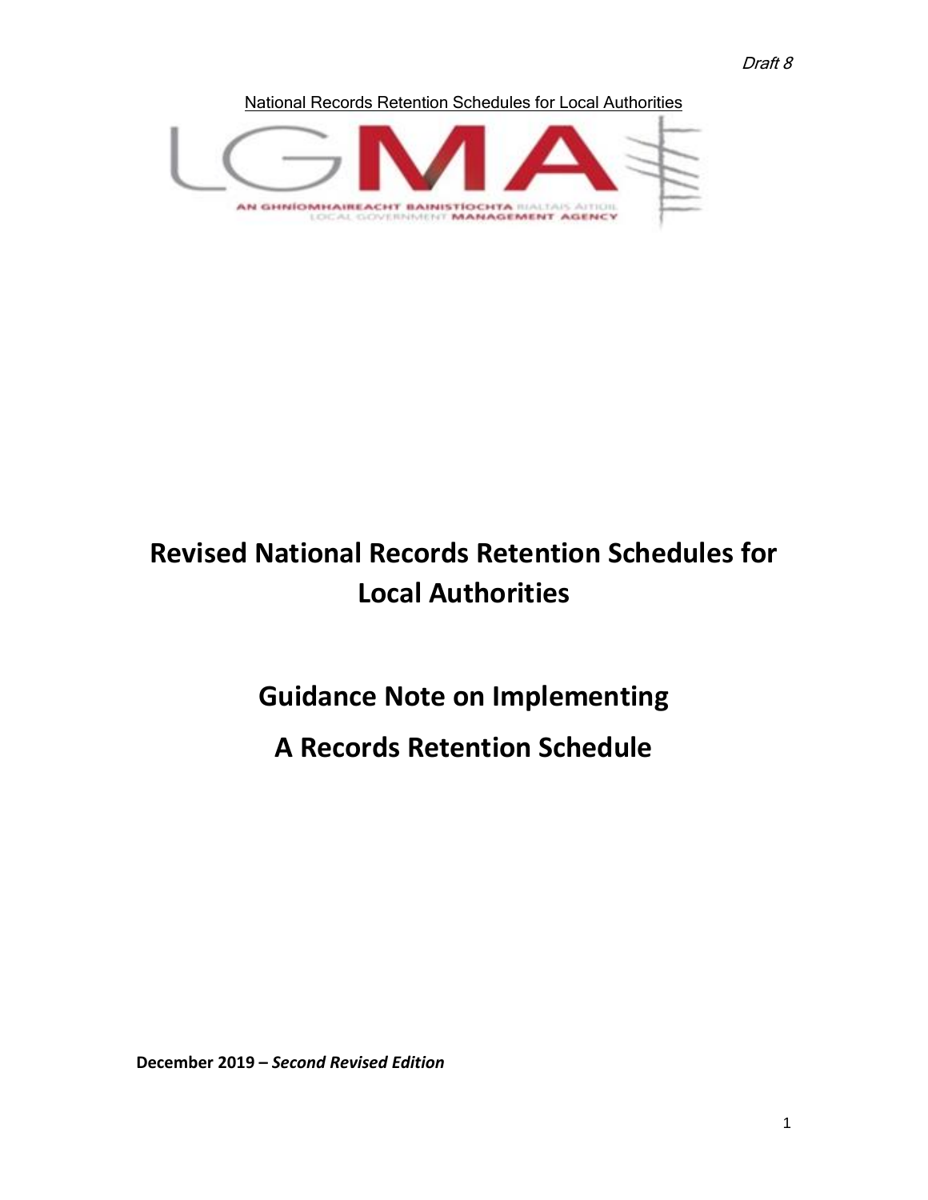*Draft 8*

National Records Retention Schedules for Local Authorities

# Revised National Records Retention Schedules for Local Authorities

## Guidance Note on Implementing A Records Retention Schedule

**December 2019 – *Second Revised Edition***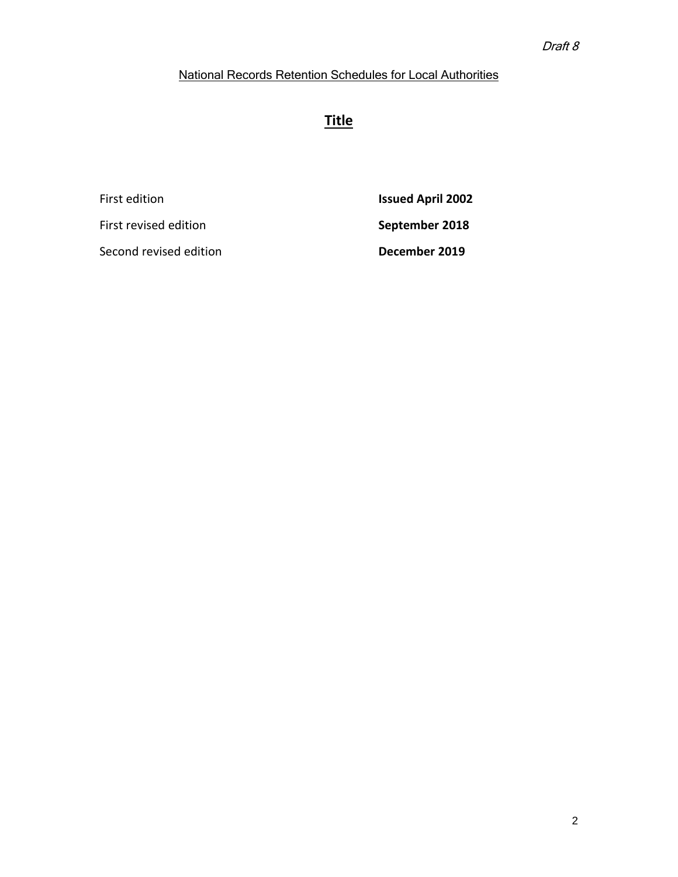*Draft 8*

National Records Retention Schedules for Local Authorities

# Title

| | |
|---|---|
| First edition | **Issued April 2002** |
| First revised edition | **September 2018** |
| Second revised edition | **December 2019** |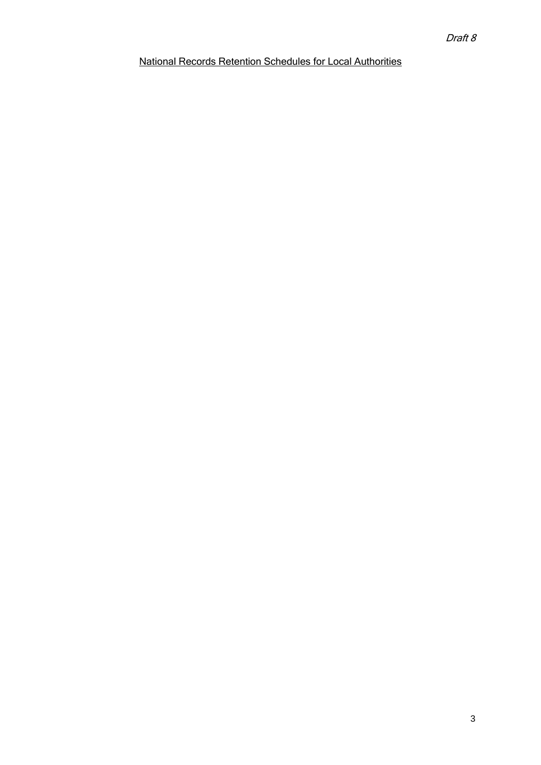National Records Retention Schedules for Local Authorities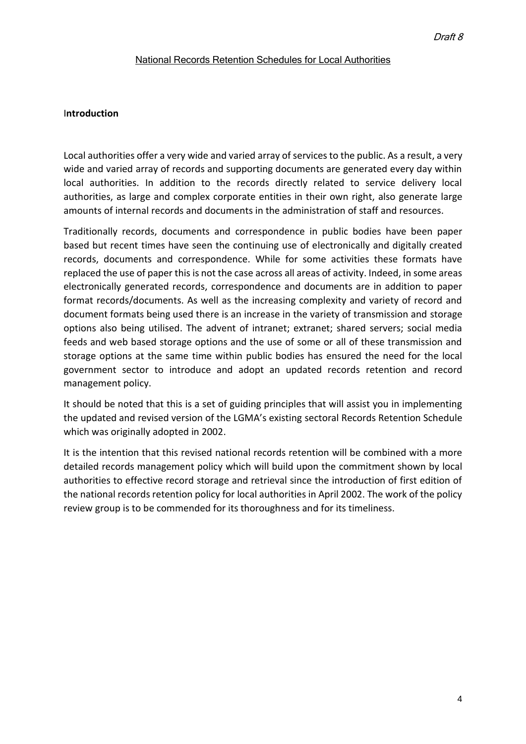Draft 8

National Records Retention Schedules for Local Authorities

## Introduction

Local authorities offer a very wide and varied array of services to the public. As a result, a very wide and varied array of records and supporting documents are generated every day within local authorities. In addition to the records directly related to service delivery local authorities, as large and complex corporate entities in their own right, also generate large amounts of internal records and documents in the administration of staff and resources.

Traditionally records, documents and correspondence in public bodies have been paper based but recent times have seen the continuing use of electronically and digitally created records, documents and correspondence. While for some activities these formats have replaced the use of paper this is not the case across all areas of activity. Indeed, in some areas electronically generated records, correspondence and documents are in addition to paper format records/documents. As well as the increasing complexity and variety of record and document formats being used there is an increase in the variety of transmission and storage options also being utilised. The advent of intranet; extranet; shared servers; social media feeds and web based storage options and the use of some or all of these transmission and storage options at the same time within public bodies has ensured the need for the local government sector to introduce and adopt an updated records retention and record management policy.

It should be noted that this is a set of guiding principles that will assist you in implementing the updated and revised version of the LGMA's existing sectoral Records Retention Schedule which was originally adopted in 2002.

It is the intention that this revised national records retention will be combined with a more detailed records management policy which will build upon the commitment shown by local authorities to effective record storage and retrieval since the introduction of first edition of the national records retention policy for local authorities in April 2002. The work of the policy review group is to be commended for its thoroughness and for its timeliness.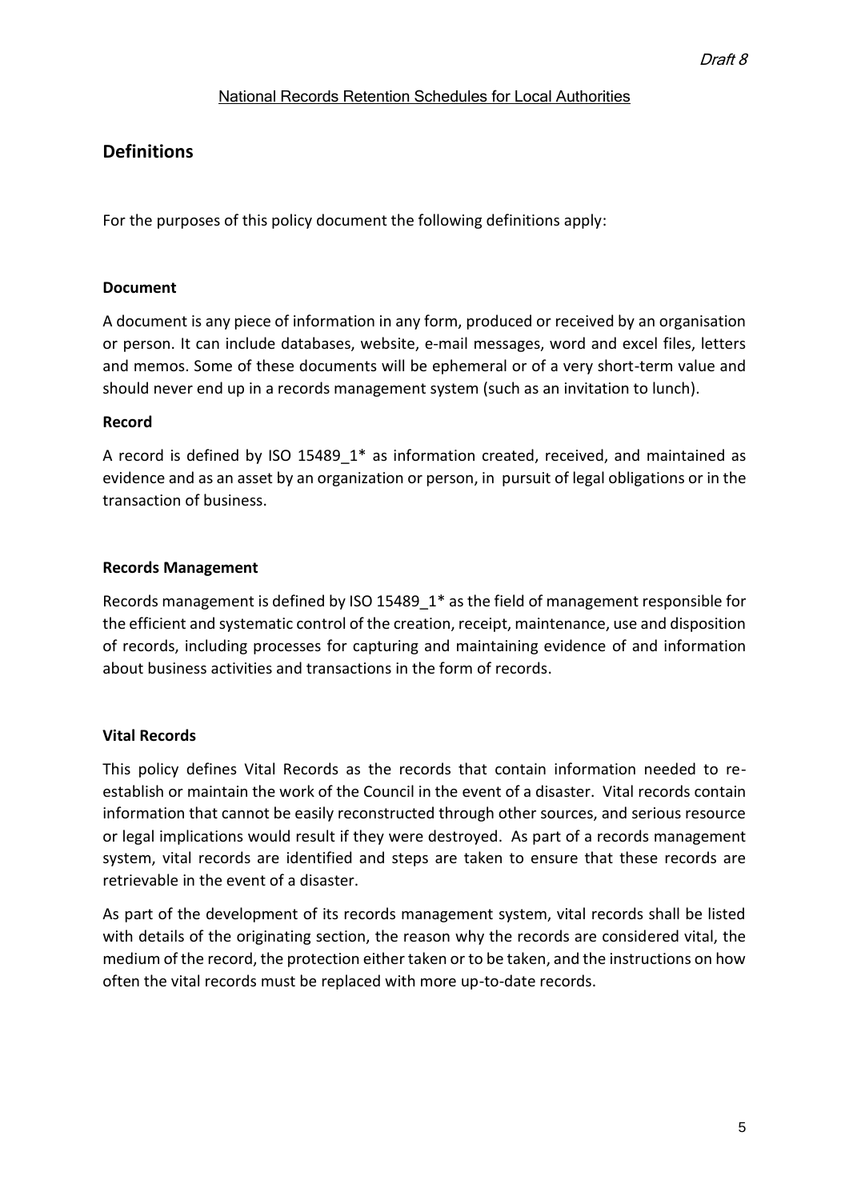## Definitions

For the purposes of this policy document the following definitions apply:

### Document

A document is any piece of information in any form, produced or received by an organisation or person. It can include databases, website, e-mail messages, word and excel files, letters and memos. Some of these documents will be ephemeral or of a very short-term value and should never end up in a records management system (such as an invitation to lunch).

### Record

A record is defined by ISO 15489_1* as information created, received, and maintained as evidence and as an asset by an organization or person, in pursuit of legal obligations or in the transaction of business.

### Records Management

Records management is defined by ISO 15489_1* as the field of management responsible for the efficient and systematic control of the creation, receipt, maintenance, use and disposition of records, including processes for capturing and maintaining evidence of and information about business activities and transactions in the form of records.

### Vital Records

This policy defines Vital Records as the records that contain information needed to re-establish or maintain the work of the Council in the event of a disaster. Vital records contain information that cannot be easily reconstructed through other sources, and serious resource or legal implications would result if they were destroyed. As part of a records management system, vital records are identified and steps are taken to ensure that these records are retrievable in the event of a disaster.

As part of the development of its records management system, vital records shall be listed with details of the originating section, the reason why the records are considered vital, the medium of the record, the protection either taken or to be taken, and the instructions on how often the vital records must be replaced with more up-to-date records.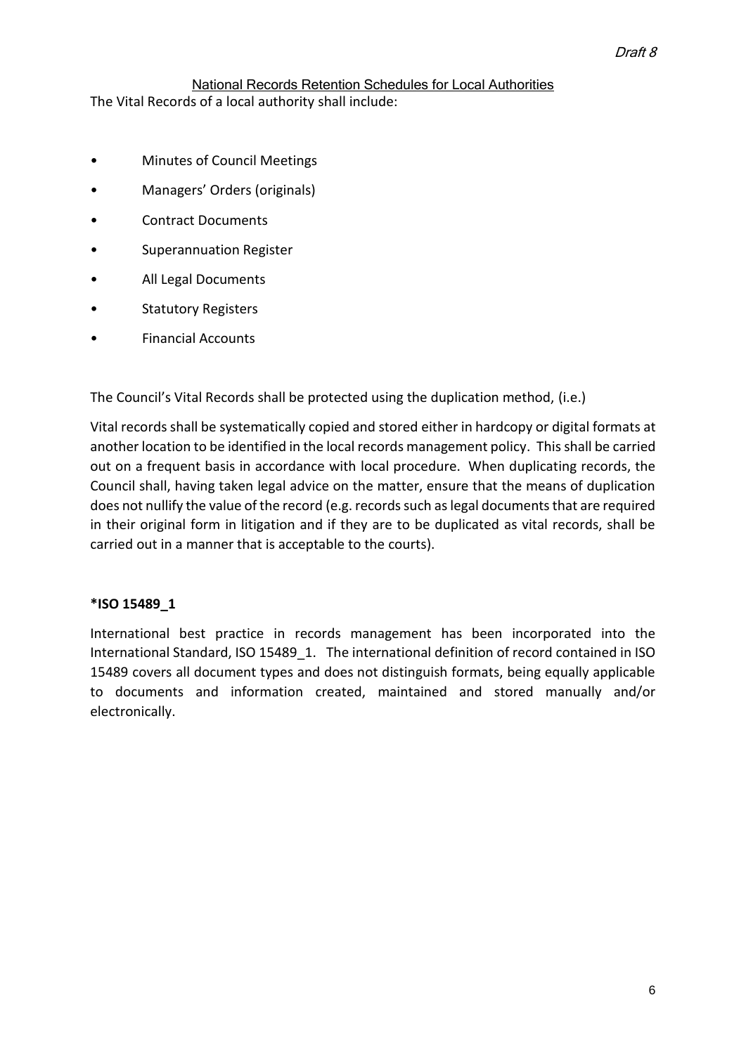The Vital Records of a local authority shall include:

- Minutes of Council Meetings
- Managers' Orders (originals)
- Contract Documents
- Superannuation Register
- All Legal Documents
- Statutory Registers
- Financial Accounts

The Council's Vital Records shall be protected using the duplication method, (i.e.)

Vital records shall be systematically copied and stored either in hardcopy or digital formats at another location to be identified in the local records management policy. This shall be carried out on a frequent basis in accordance with local procedure. When duplicating records, the Council shall, having taken legal advice on the matter, ensure that the means of duplication does not nullify the value of the record (e.g. records such as legal documents that are required in their original form in litigation and if they are to be duplicated as vital records, shall be carried out in a manner that is acceptable to the courts).

**\*ISO 15489_1**

International best practice in records management has been incorporated into the International Standard, ISO 15489_1. The international definition of record contained in ISO 15489 covers all document types and does not distinguish formats, being equally applicable to documents and information created, maintained and stored manually and/or electronically.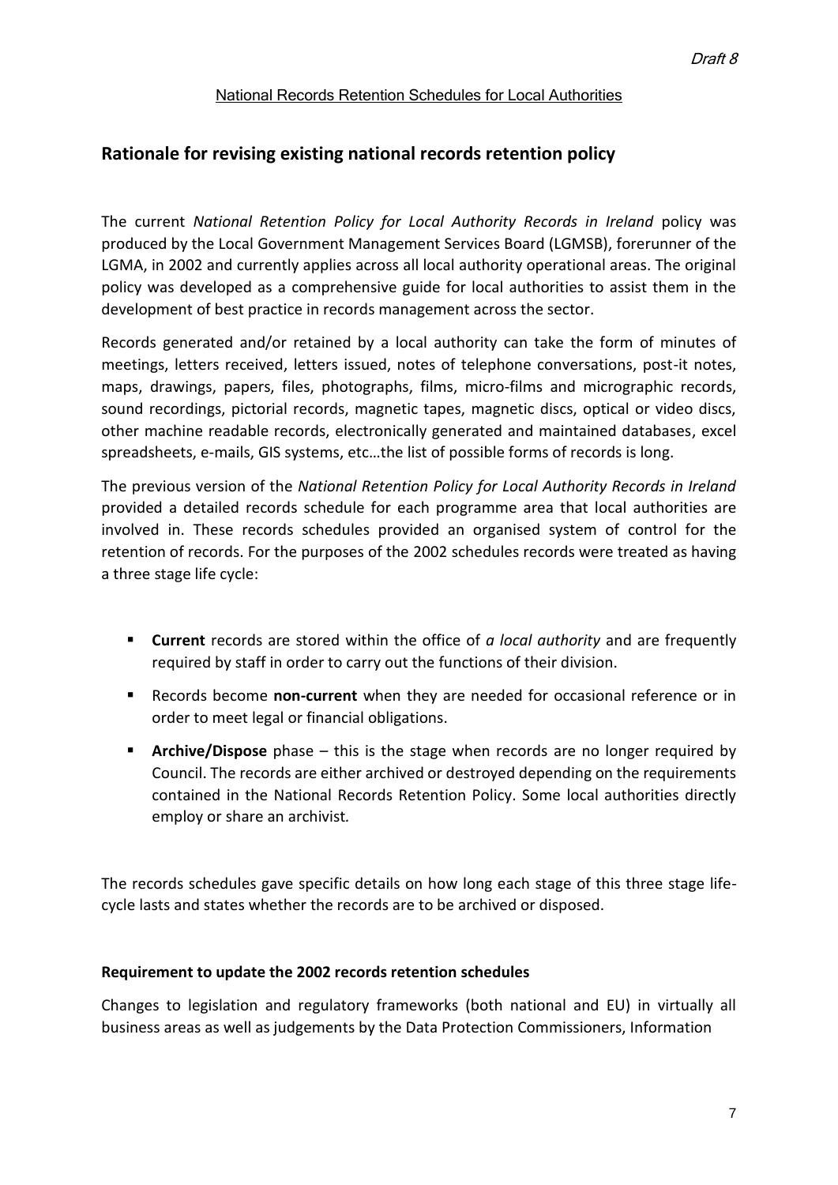## Rationale for revising existing national records retention policy

The current *National Retention Policy for Local Authority Records in Ireland* policy was produced by the Local Government Management Services Board (LGMSB), forerunner of the LGMA, in 2002 and currently applies across all local authority operational areas. The original policy was developed as a comprehensive guide for local authorities to assist them in the development of best practice in records management across the sector.

Records generated and/or retained by a local authority can take the form of minutes of meetings, letters received, letters issued, notes of telephone conversations, post-it notes, maps, drawings, papers, files, photographs, films, micro-films and micrographic records, sound recordings, pictorial records, magnetic tapes, magnetic discs, optical or video discs, other machine readable records, electronically generated and maintained databases, excel spreadsheets, e-mails, GIS systems, etc…the list of possible forms of records is long.

The previous version of the *National Retention Policy for Local Authority Records in Ireland* provided a detailed records schedule for each programme area that local authorities are involved in. These records schedules provided an organised system of control for the retention of records. For the purposes of the 2002 schedules records were treated as having a three stage life cycle:

- **Current** records are stored within the office of *a local authority* and are frequently required by staff in order to carry out the functions of their division.
- Records become **non-current** when they are needed for occasional reference or in order to meet legal or financial obligations.
- **Archive/Dispose** phase – this is the stage when records are no longer required by Council. The records are either archived or destroyed depending on the requirements contained in the National Records Retention Policy. Some local authorities directly employ or share an archivist.

The records schedules gave specific details on how long each stage of this three stage life-cycle lasts and states whether the records are to be archived or disposed.

**Requirement to update the 2002 records retention schedules**

Changes to legislation and regulatory frameworks (both national and EU) in virtually all business areas as well as judgements by the Data Protection Commissioners, Information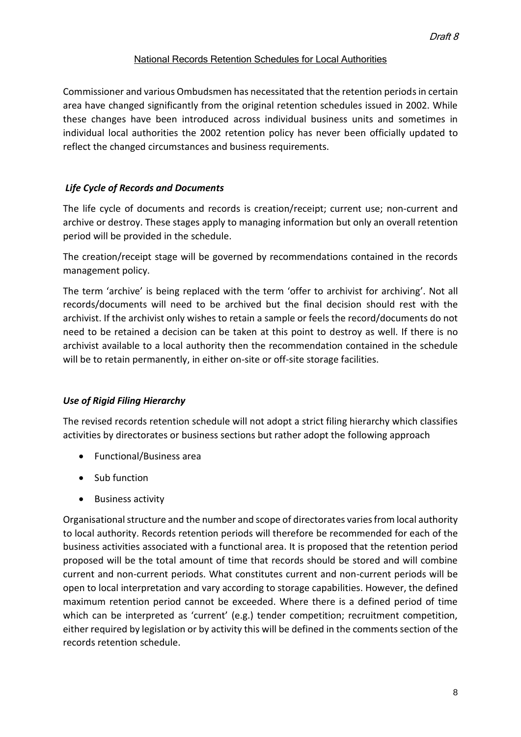Commissioner and various Ombudsmen has necessitated that the retention periods in certain area have changed significantly from the original retention schedules issued in 2002. While these changes have been introduced across individual business units and sometimes in individual local authorities the 2002 retention policy has never been officially updated to reflect the changed circumstances and business requirements.

### *Life Cycle of Records and Documents*

The life cycle of documents and records is creation/receipt; current use; non-current and archive or destroy. These stages apply to managing information but only an overall retention period will be provided in the schedule.

The creation/receipt stage will be governed by recommendations contained in the records management policy.

The term 'archive' is being replaced with the term 'offer to archivist for archiving'. Not all records/documents will need to be archived but the final decision should rest with the archivist. If the archivist only wishes to retain a sample or feels the record/documents do not need to be retained a decision can be taken at this point to destroy as well. If there is no archivist available to a local authority then the recommendation contained in the schedule will be to retain permanently, in either on-site or off-site storage facilities.

### *Use of Rigid Filing Hierarchy*

The revised records retention schedule will not adopt a strict filing hierarchy which classifies activities by directorates or business sections but rather adopt the following approach

- Functional/Business area
- Sub function
- Business activity

Organisational structure and the number and scope of directorates varies from local authority to local authority. Records retention periods will therefore be recommended for each of the business activities associated with a functional area. It is proposed that the retention period proposed will be the total amount of time that records should be stored and will combine current and non-current periods. What constitutes current and non-current periods will be open to local interpretation and vary according to storage capabilities. However, the defined maximum retention period cannot be exceeded. Where there is a defined period of time which can be interpreted as 'current' (e.g.) tender competition; recruitment competition, either required by legislation or by activity this will be defined in the comments section of the records retention schedule.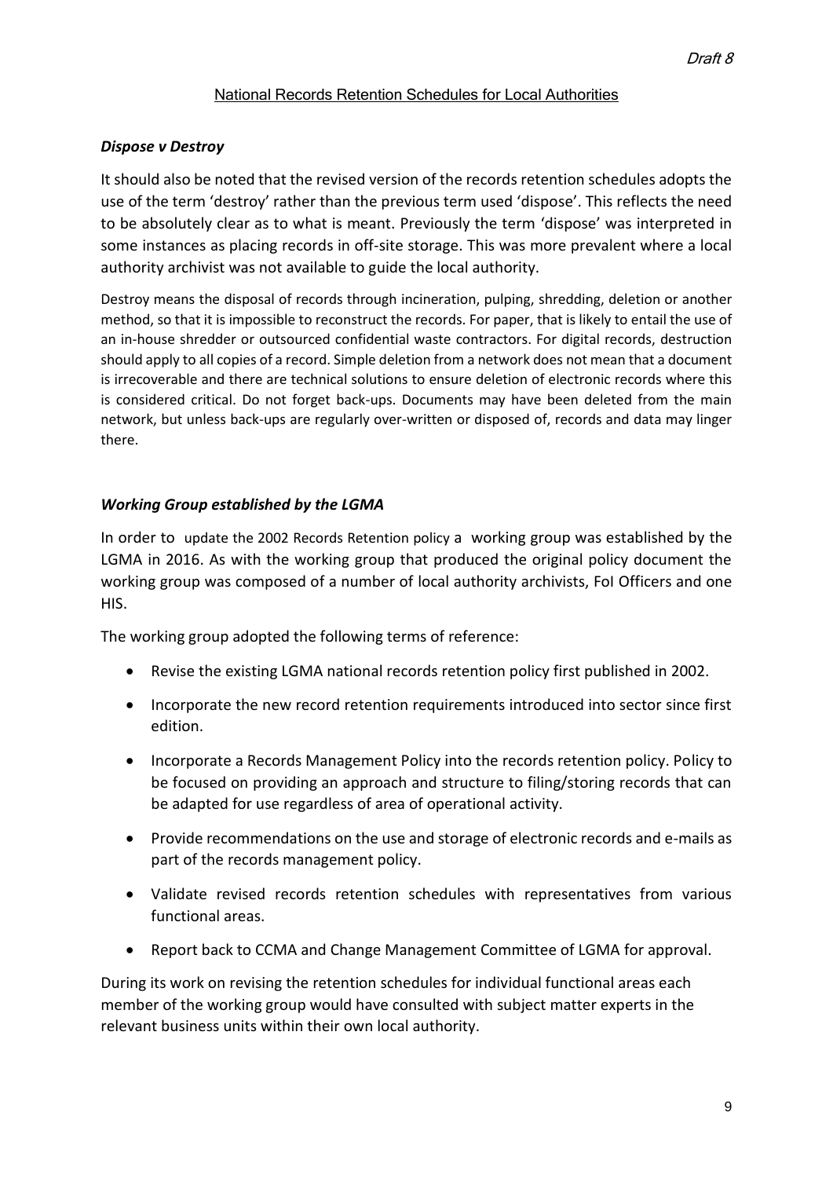### *Dispose v Destroy*

It should also be noted that the revised version of the records retention schedules adopts the use of the term 'destroy' rather than the previous term used 'dispose'. This reflects the need to be absolutely clear as to what is meant. Previously the term 'dispose' was interpreted in some instances as placing records in off-site storage. This was more prevalent where a local authority archivist was not available to guide the local authority.

Destroy means the disposal of records through incineration, pulping, shredding, deletion or another method, so that it is impossible to reconstruct the records. For paper, that is likely to entail the use of an in-house shredder or outsourced confidential waste contractors. For digital records, destruction should apply to all copies of a record. Simple deletion from a network does not mean that a document is irrecoverable and there are technical solutions to ensure deletion of electronic records where this is considered critical. Do not forget back-ups. Documents may have been deleted from the main network, but unless back-ups are regularly over-written or disposed of, records and data may linger there.

### *Working Group established by the LGMA*

In order to update the 2002 Records Retention policy a working group was established by the LGMA in 2016. As with the working group that produced the original policy document the working group was composed of a number of local authority archivists, FoI Officers and one HIS.

The working group adopted the following terms of reference:

- Revise the existing LGMA national records retention policy first published in 2002.
- Incorporate the new record retention requirements introduced into sector since first edition.
- Incorporate a Records Management Policy into the records retention policy. Policy to be focused on providing an approach and structure to filing/storing records that can be adapted for use regardless of area of operational activity.
- Provide recommendations on the use and storage of electronic records and e-mails as part of the records management policy.
- Validate revised records retention schedules with representatives from various functional areas.
- Report back to CCMA and Change Management Committee of LGMA for approval.

During its work on revising the retention schedules for individual functional areas each member of the working group would have consulted with subject matter experts in the relevant business units within their own local authority.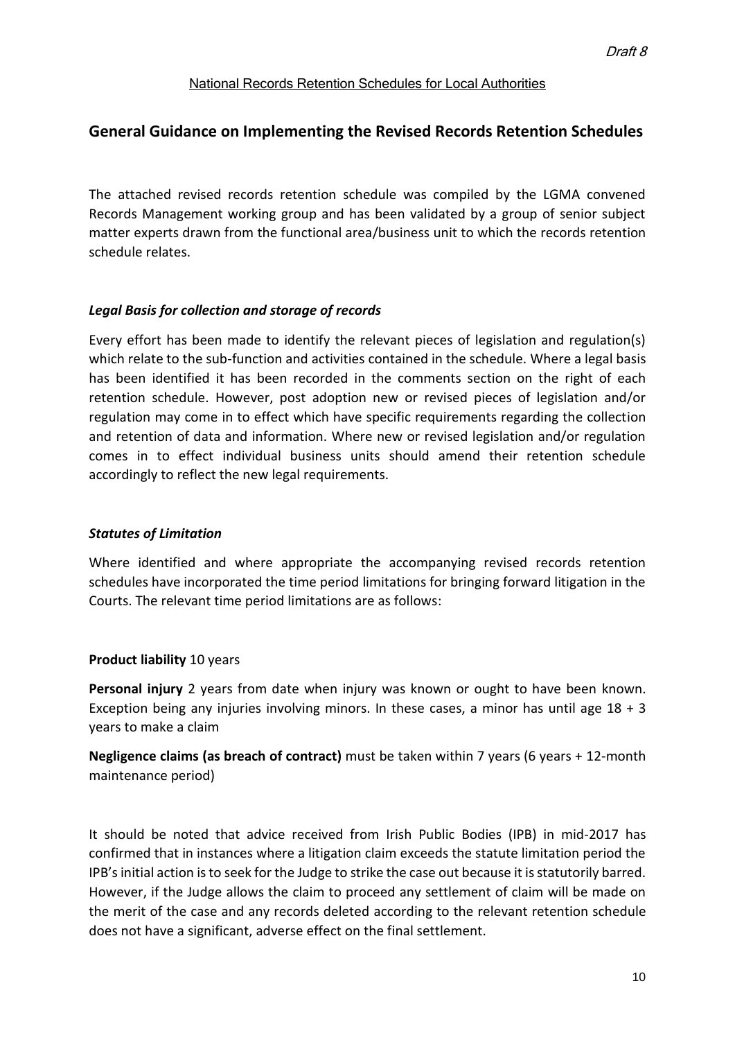## General Guidance on Implementing the Revised Records Retention Schedules

The attached revised records retention schedule was compiled by the LGMA convened Records Management working group and has been validated by a group of senior subject matter experts drawn from the functional area/business unit to which the records retention schedule relates.

### *Legal Basis for collection and storage of records*

Every effort has been made to identify the relevant pieces of legislation and regulation(s) which relate to the sub-function and activities contained in the schedule. Where a legal basis has been identified it has been recorded in the comments section on the right of each retention schedule. However, post adoption new or revised pieces of legislation and/or regulation may come in to effect which have specific requirements regarding the collection and retention of data and information. Where new or revised legislation and/or regulation comes in to effect individual business units should amend their retention schedule accordingly to reflect the new legal requirements.

### *Statutes of Limitation*

Where identified and where appropriate the accompanying revised records retention schedules have incorporated the time period limitations for bringing forward litigation in the Courts. The relevant time period limitations are as follows:

**Product liability** 10 years

**Personal injury** 2 years from date when injury was known or ought to have been known. Exception being any injuries involving minors. In these cases, a minor has until age 18 + 3 years to make a claim

**Negligence claims (as breach of contract)** must be taken within 7 years (6 years + 12-month maintenance period)

It should be noted that advice received from Irish Public Bodies (IPB) in mid-2017 has confirmed that in instances where a litigation claim exceeds the statute limitation period the IPB's initial action is to seek for the Judge to strike the case out because it is statutorily barred. However, if the Judge allows the claim to proceed any settlement of claim will be made on the merit of the case and any records deleted according to the relevant retention schedule does not have a significant, adverse effect on the final settlement.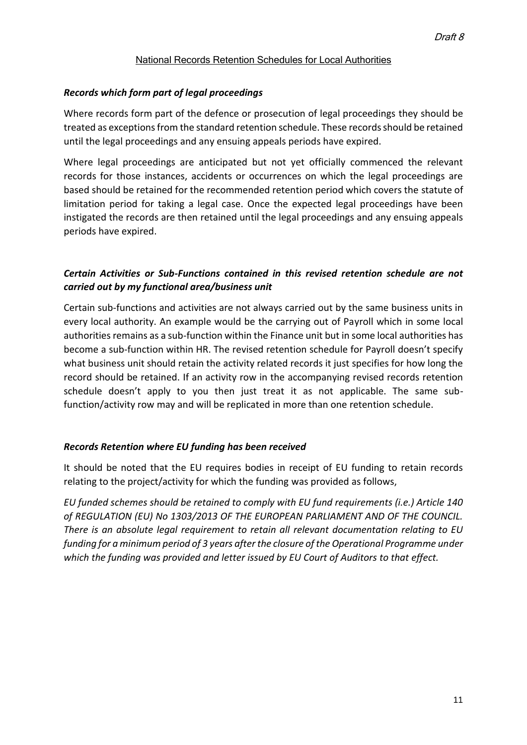### *Records which form part of legal proceedings*

Where records form part of the defence or prosecution of legal proceedings they should be treated as exceptions from the standard retention schedule. These records should be retained until the legal proceedings and any ensuing appeals periods have expired.

Where legal proceedings are anticipated but not yet officially commenced the relevant records for those instances, accidents or occurrences on which the legal proceedings are based should be retained for the recommended retention period which covers the statute of limitation period for taking a legal case. Once the expected legal proceedings have been instigated the records are then retained until the legal proceedings and any ensuing appeals periods have expired.

### *Certain Activities or Sub-Functions contained in this revised retention schedule are not carried out by my functional area/business unit*

Certain sub-functions and activities are not always carried out by the same business units in every local authority. An example would be the carrying out of Payroll which in some local authorities remains as a sub-function within the Finance unit but in some local authorities has become a sub-function within HR. The revised retention schedule for Payroll doesn't specify what business unit should retain the activity related records it just specifies for how long the record should be retained. If an activity row in the accompanying revised records retention schedule doesn't apply to you then just treat it as not applicable. The same sub-function/activity row may and will be replicated in more than one retention schedule.

### *Records Retention where EU funding has been received*

It should be noted that the EU requires bodies in receipt of EU funding to retain records relating to the project/activity for which the funding was provided as follows,

*EU funded schemes should be retained to comply with EU fund requirements (i.e.) Article 140 of REGULATION (EU) No 1303/2013 OF THE EUROPEAN PARLIAMENT AND OF THE COUNCIL. There is an absolute legal requirement to retain all relevant documentation relating to EU funding for a minimum period of 3 years after the closure of the Operational Programme under which the funding was provided and letter issued by EU Court of Auditors to that effect.*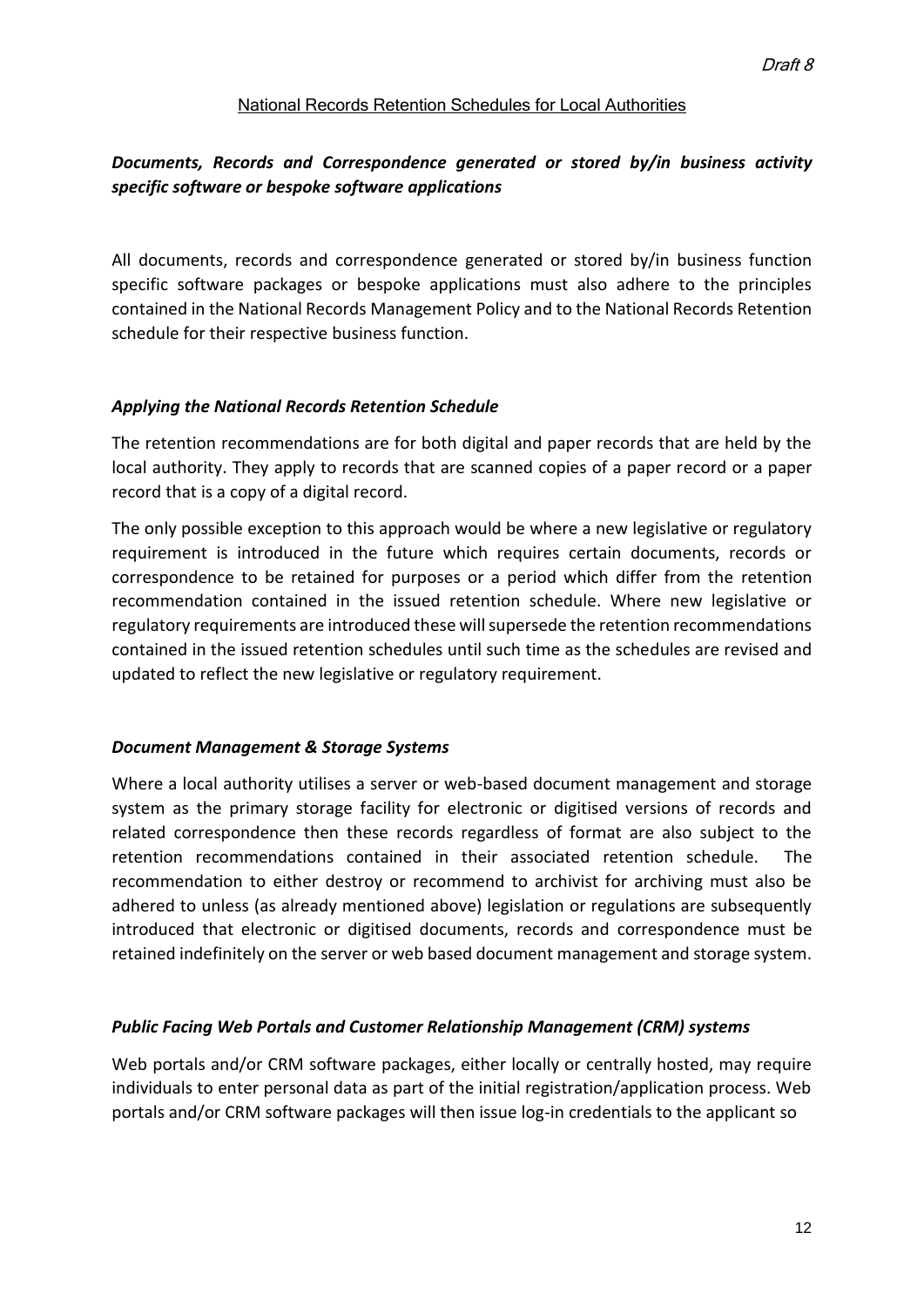### *Documents, Records and Correspondence generated or stored by/in business activity specific software or bespoke software applications*

All documents, records and correspondence generated or stored by/in business function specific software packages or bespoke applications must also adhere to the principles contained in the National Records Management Policy and to the National Records Retention schedule for their respective business function.

### *Applying the National Records Retention Schedule*

The retention recommendations are for both digital and paper records that are held by the local authority. They apply to records that are scanned copies of a paper record or a paper record that is a copy of a digital record.

The only possible exception to this approach would be where a new legislative or regulatory requirement is introduced in the future which requires certain documents, records or correspondence to be retained for purposes or a period which differ from the retention recommendation contained in the issued retention schedule. Where new legislative or regulatory requirements are introduced these will supersede the retention recommendations contained in the issued retention schedules until such time as the schedules are revised and updated to reflect the new legislative or regulatory requirement.

### *Document Management & Storage Systems*

Where a local authority utilises a server or web-based document management and storage system as the primary storage facility for electronic or digitised versions of records and related correspondence then these records regardless of format are also subject to the retention recommendations contained in their associated retention schedule. The recommendation to either destroy or recommend to archivist for archiving must also be adhered to unless (as already mentioned above) legislation or regulations are subsequently introduced that electronic or digitised documents, records and correspondence must be retained indefinitely on the server or web based document management and storage system.

### *Public Facing Web Portals and Customer Relationship Management (CRM) systems*

Web portals and/or CRM software packages, either locally or centrally hosted, may require individuals to enter personal data as part of the initial registration/application process. Web portals and/or CRM software packages will then issue log-in credentials to the applicant so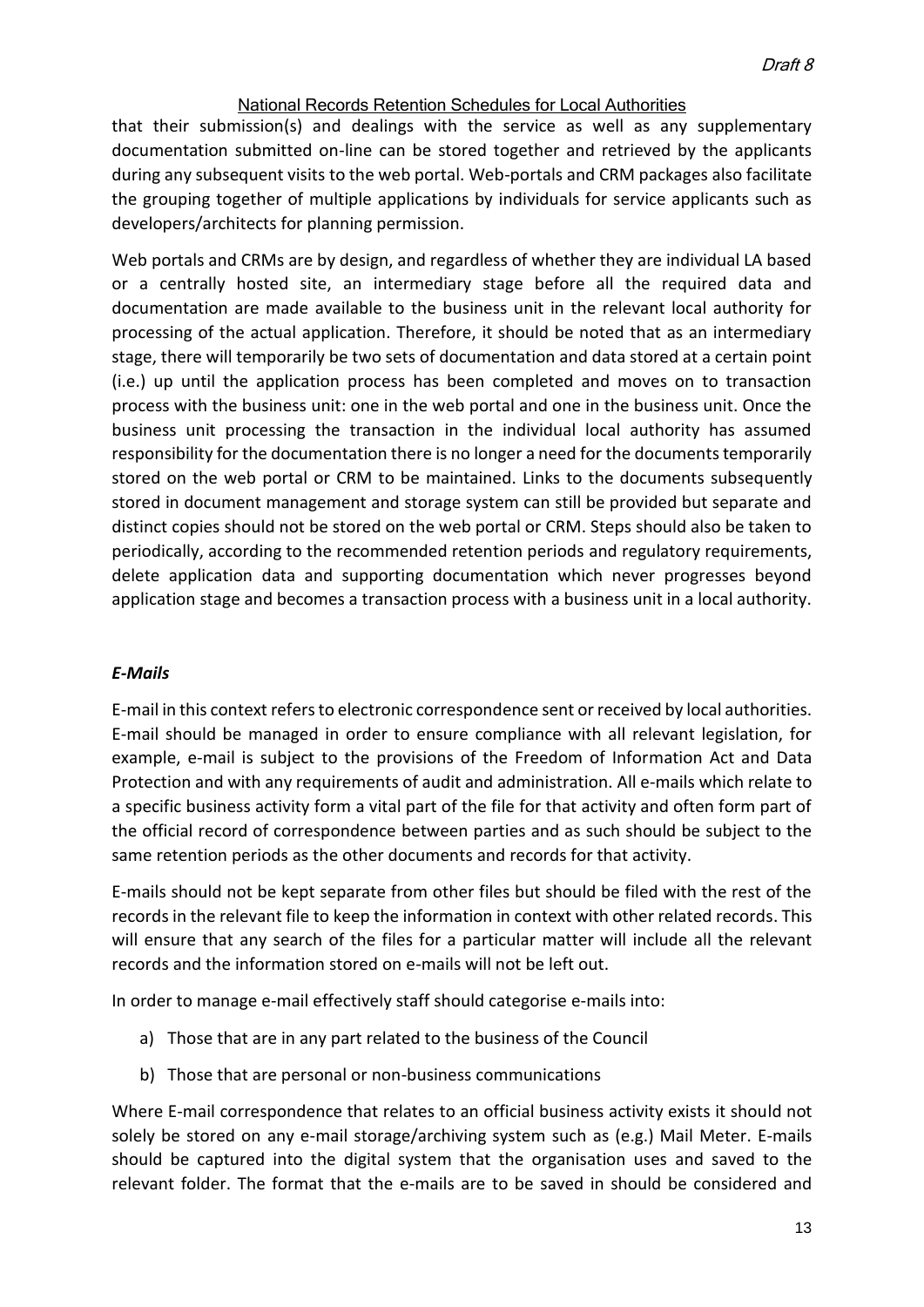that their submission(s) and dealings with the service as well as any supplementary documentation submitted on-line can be stored together and retrieved by the applicants during any subsequent visits to the web portal. Web-portals and CRM packages also facilitate the grouping together of multiple applications by individuals for service applicants such as developers/architects for planning permission.

Web portals and CRMs are by design, and regardless of whether they are individual LA based or a centrally hosted site, an intermediary stage before all the required data and documentation are made available to the business unit in the relevant local authority for processing of the actual application. Therefore, it should be noted that as an intermediary stage, there will temporarily be two sets of documentation and data stored at a certain point (i.e.) up until the application process has been completed and moves on to transaction process with the business unit: one in the web portal and one in the business unit. Once the business unit processing the transaction in the individual local authority has assumed responsibility for the documentation there is no longer a need for the documents temporarily stored on the web portal or CRM to be maintained. Links to the documents subsequently stored in document management and storage system can still be provided but separate and distinct copies should not be stored on the web portal or CRM. Steps should also be taken to periodically, according to the recommended retention periods and regulatory requirements, delete application data and supporting documentation which never progresses beyond application stage and becomes a transaction process with a business unit in a local authority.

### *E-Mails*

E-mail in this context refers to electronic correspondence sent or received by local authorities. E-mail should be managed in order to ensure compliance with all relevant legislation, for example, e-mail is subject to the provisions of the Freedom of Information Act and Data Protection and with any requirements of audit and administration. All e-mails which relate to a specific business activity form a vital part of the file for that activity and often form part of the official record of correspondence between parties and as such should be subject to the same retention periods as the other documents and records for that activity.

E-mails should not be kept separate from other files but should be filed with the rest of the records in the relevant file to keep the information in context with other related records. This will ensure that any search of the files for a particular matter will include all the relevant records and the information stored on e-mails will not be left out.

In order to manage e-mail effectively staff should categorise e-mails into:

a) Those that are in any part related to the business of the Council

b) Those that are personal or non-business communications

Where E-mail correspondence that relates to an official business activity exists it should not solely be stored on any e-mail storage/archiving system such as (e.g.) Mail Meter. E-mails should be captured into the digital system that the organisation uses and saved to the relevant folder. The format that the e-mails are to be saved in should be considered and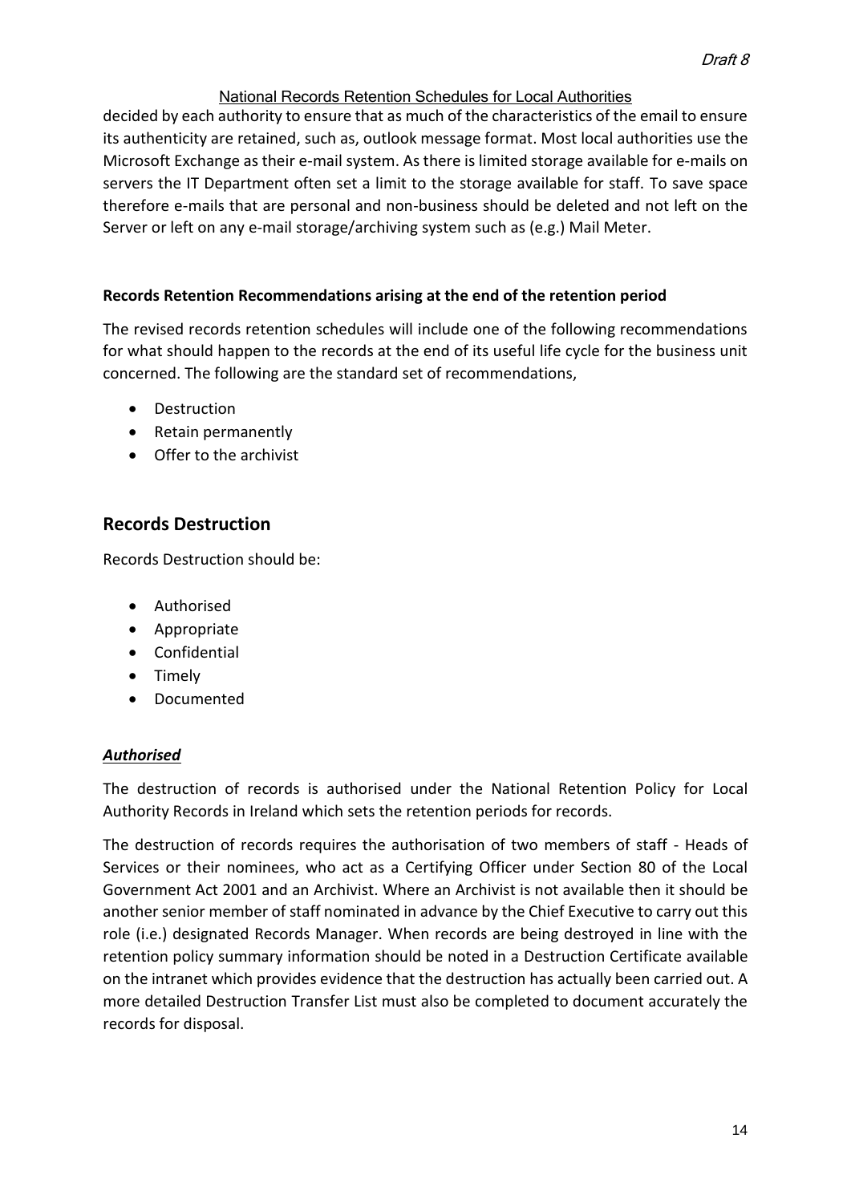decided by each authority to ensure that as much of the characteristics of the email to ensure its authenticity are retained, such as, outlook message format. Most local authorities use the Microsoft Exchange as their e-mail system. As there is limited storage available for e-mails on servers the IT Department often set a limit to the storage available for staff. To save space therefore e-mails that are personal and non-business should be deleted and not left on the Server or left on any e-mail storage/archiving system such as (e.g.) Mail Meter.

**Records Retention Recommendations arising at the end of the retention period**

The revised records retention schedules will include one of the following recommendations for what should happen to the records at the end of its useful life cycle for the business unit concerned. The following are the standard set of recommendations,

- Destruction
- Retain permanently
- Offer to the archivist

## Records Destruction

Records Destruction should be:

- Authorised
- Appropriate
- Confidential
- Timely
- Documented

***Authorised***

The destruction of records is authorised under the National Retention Policy for Local Authority Records in Ireland which sets the retention periods for records.

The destruction of records requires the authorisation of two members of staff - Heads of Services or their nominees, who act as a Certifying Officer under Section 80 of the Local Government Act 2001 and an Archivist. Where an Archivist is not available then it should be another senior member of staff nominated in advance by the Chief Executive to carry out this role (i.e.) designated Records Manager. When records are being destroyed in line with the retention policy summary information should be noted in a Destruction Certificate available on the intranet which provides evidence that the destruction has actually been carried out. A more detailed Destruction Transfer List must also be completed to document accurately the records for disposal.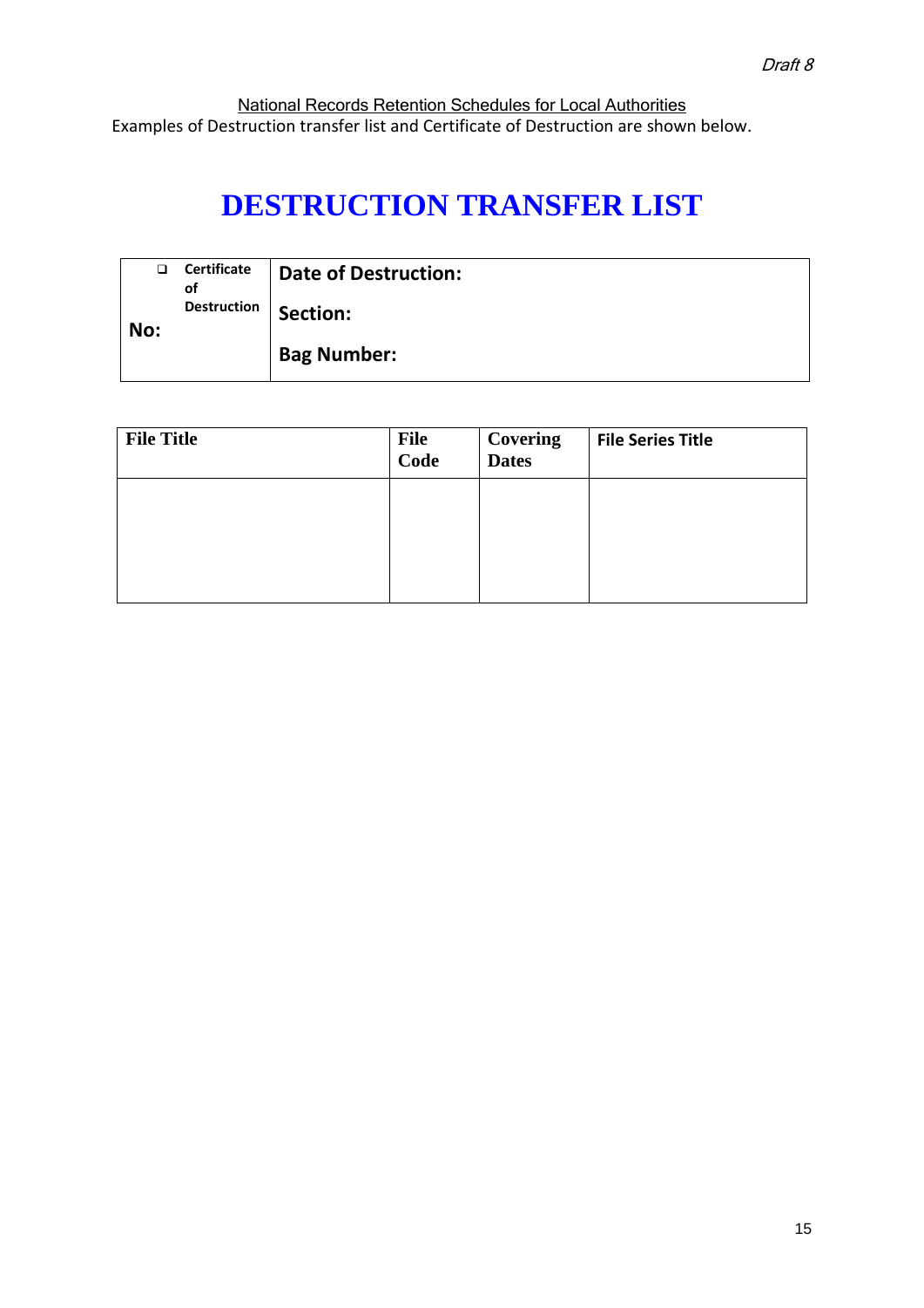National Records Retention Schedules for Local Authorities

Examples of Destruction transfer list and Certificate of Destruction are shown below.

# DESTRUCTION TRANSFER LIST

| ❑ **Certificate of Destruction** **No:** | **Date of Destruction:** **Section:** **Bag Number:** |
|---|---|

| File Title | File Code | Covering Dates | File Series Title |
|---|---|---|---|
| | | | |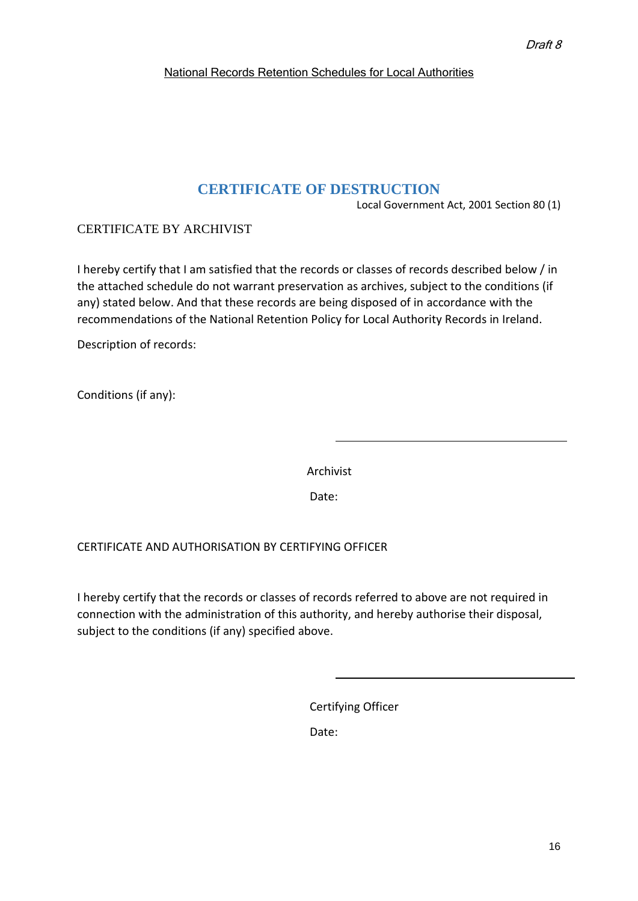# CERTIFICATE OF DESTRUCTION

Local Government Act, 2001 Section 80 (1)

CERTIFICATE BY ARCHIVIST

I hereby certify that I am satisfied that the records or classes of records described below / in the attached schedule do not warrant preservation as archives, subject to the conditions (if any) stated below. And that these records are being disposed of in accordance with the recommendations of the National Retention Policy for Local Authority Records in Ireland.

Description of records:

Conditions (if any):

\_\_\_\_\_\_\_\_\_\_\_\_\_\_\_\_\_\_\_\_\_\_\_\_\_\_\_\_\_\_\_\_

Archivist

Date:

CERTIFICATE AND AUTHORISATION BY CERTIFYING OFFICER

I hereby certify that the records or classes of records referred to above are not required in connection with the administration of this authority, and hereby authorise their disposal, subject to the conditions (if any) specified above.

\_\_\_\_\_\_\_\_\_\_\_\_\_\_\_\_\_\_\_\_\_\_\_\_\_\_\_\_\_\_\_\_

Certifying Officer

Date: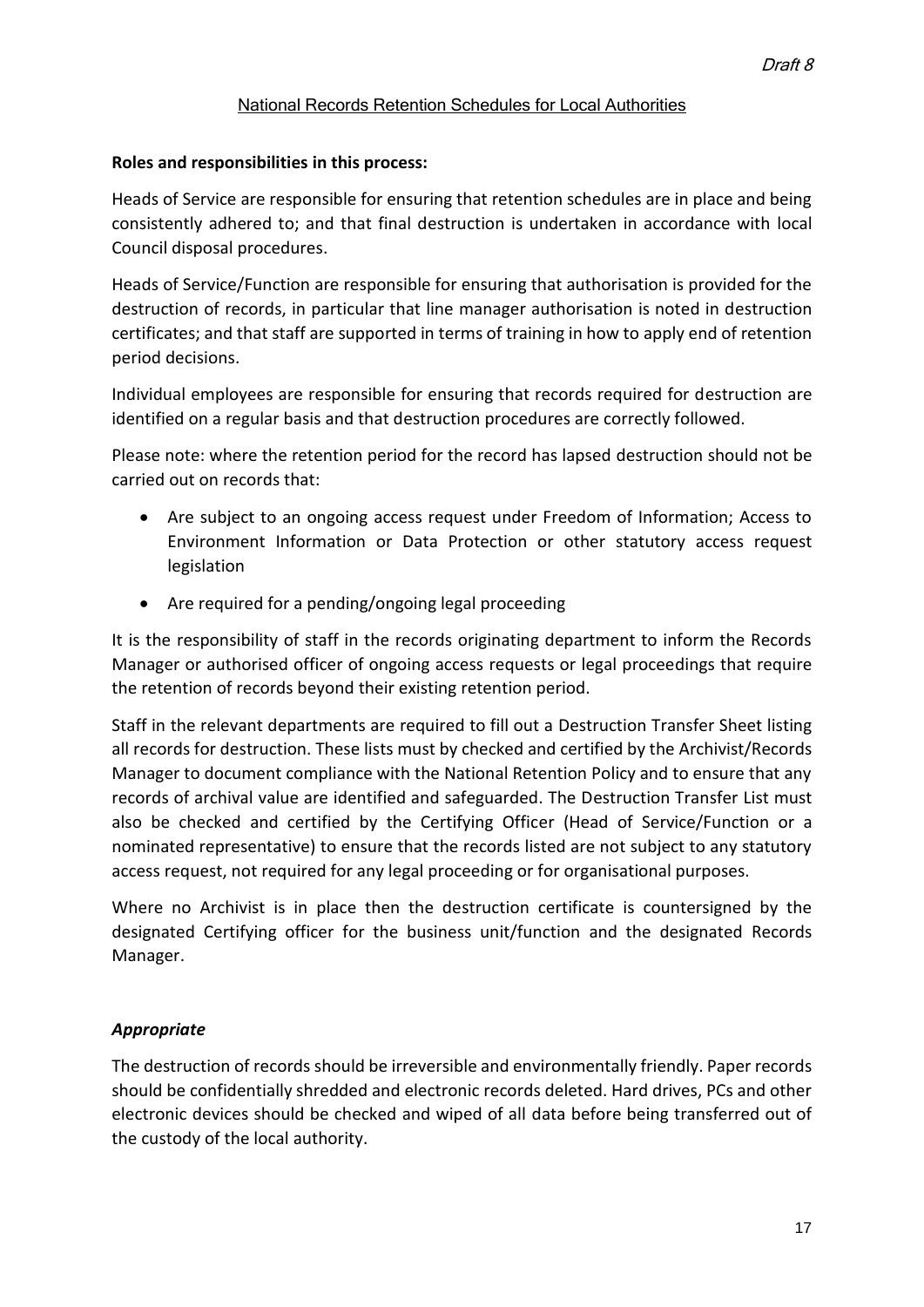**Roles and responsibilities in this process:**

Heads of Service are responsible for ensuring that retention schedules are in place and being consistently adhered to; and that final destruction is undertaken in accordance with local Council disposal procedures.

Heads of Service/Function are responsible for ensuring that authorisation is provided for the destruction of records, in particular that line manager authorisation is noted in destruction certificates; and that staff are supported in terms of training in how to apply end of retention period decisions.

Individual employees are responsible for ensuring that records required for destruction are identified on a regular basis and that destruction procedures are correctly followed.

Please note: where the retention period for the record has lapsed destruction should not be carried out on records that:

- Are subject to an ongoing access request under Freedom of Information; Access to Environment Information or Data Protection or other statutory access request legislation
- Are required for a pending/ongoing legal proceeding

It is the responsibility of staff in the records originating department to inform the Records Manager or authorised officer of ongoing access requests or legal proceedings that require the retention of records beyond their existing retention period.

Staff in the relevant departments are required to fill out a Destruction Transfer Sheet listing all records for destruction. These lists must by checked and certified by the Archivist/Records Manager to document compliance with the National Retention Policy and to ensure that any records of archival value are identified and safeguarded. The Destruction Transfer List must also be checked and certified by the Certifying Officer (Head of Service/Function or a nominated representative) to ensure that the records listed are not subject to any statutory access request, not required for any legal proceeding or for organisational purposes.

Where no Archivist is in place then the destruction certificate is countersigned by the designated Certifying officer for the business unit/function and the designated Records Manager.

***Appropriate***

The destruction of records should be irreversible and environmentally friendly. Paper records should be confidentially shredded and electronic records deleted. Hard drives, PCs and other electronic devices should be checked and wiped of all data before being transferred out of the custody of the local authority.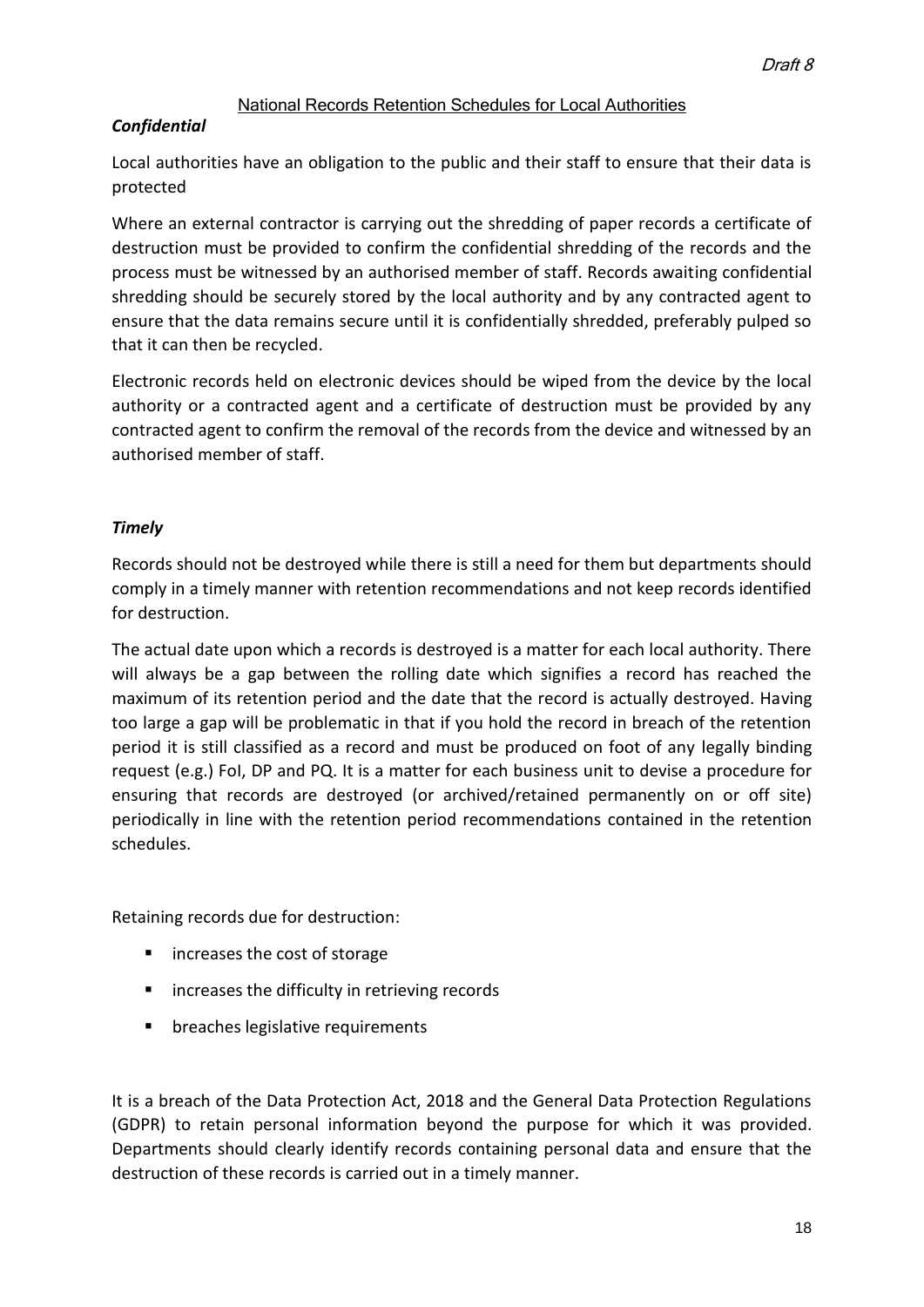*Confidential*

Local authorities have an obligation to the public and their staff to ensure that their data is protected

Where an external contractor is carrying out the shredding of paper records a certificate of destruction must be provided to confirm the confidential shredding of the records and the process must be witnessed by an authorised member of staff. Records awaiting confidential shredding should be securely stored by the local authority and by any contracted agent to ensure that the data remains secure until it is confidentially shredded, preferably pulped so that it can then be recycled.

Electronic records held on electronic devices should be wiped from the device by the local authority or a contracted agent and a certificate of destruction must be provided by any contracted agent to confirm the removal of the records from the device and witnessed by an authorised member of staff.

*Timely*

Records should not be destroyed while there is still a need for them but departments should comply in a timely manner with retention recommendations and not keep records identified for destruction.

The actual date upon which a records is destroyed is a matter for each local authority. There will always be a gap between the rolling date which signifies a record has reached the maximum of its retention period and the date that the record is actually destroyed. Having too large a gap will be problematic in that if you hold the record in breach of the retention period it is still classified as a record and must be produced on foot of any legally binding request (e.g.) FoI, DP and PQ. It is a matter for each business unit to devise a procedure for ensuring that records are destroyed (or archived/retained permanently on or off site) periodically in line with the retention period recommendations contained in the retention schedules.

Retaining records due for destruction:

- increases the cost of storage
- increases the difficulty in retrieving records
- breaches legislative requirements

It is a breach of the Data Protection Act, 2018 and the General Data Protection Regulations (GDPR) to retain personal information beyond the purpose for which it was provided. Departments should clearly identify records containing personal data and ensure that the destruction of these records is carried out in a timely manner.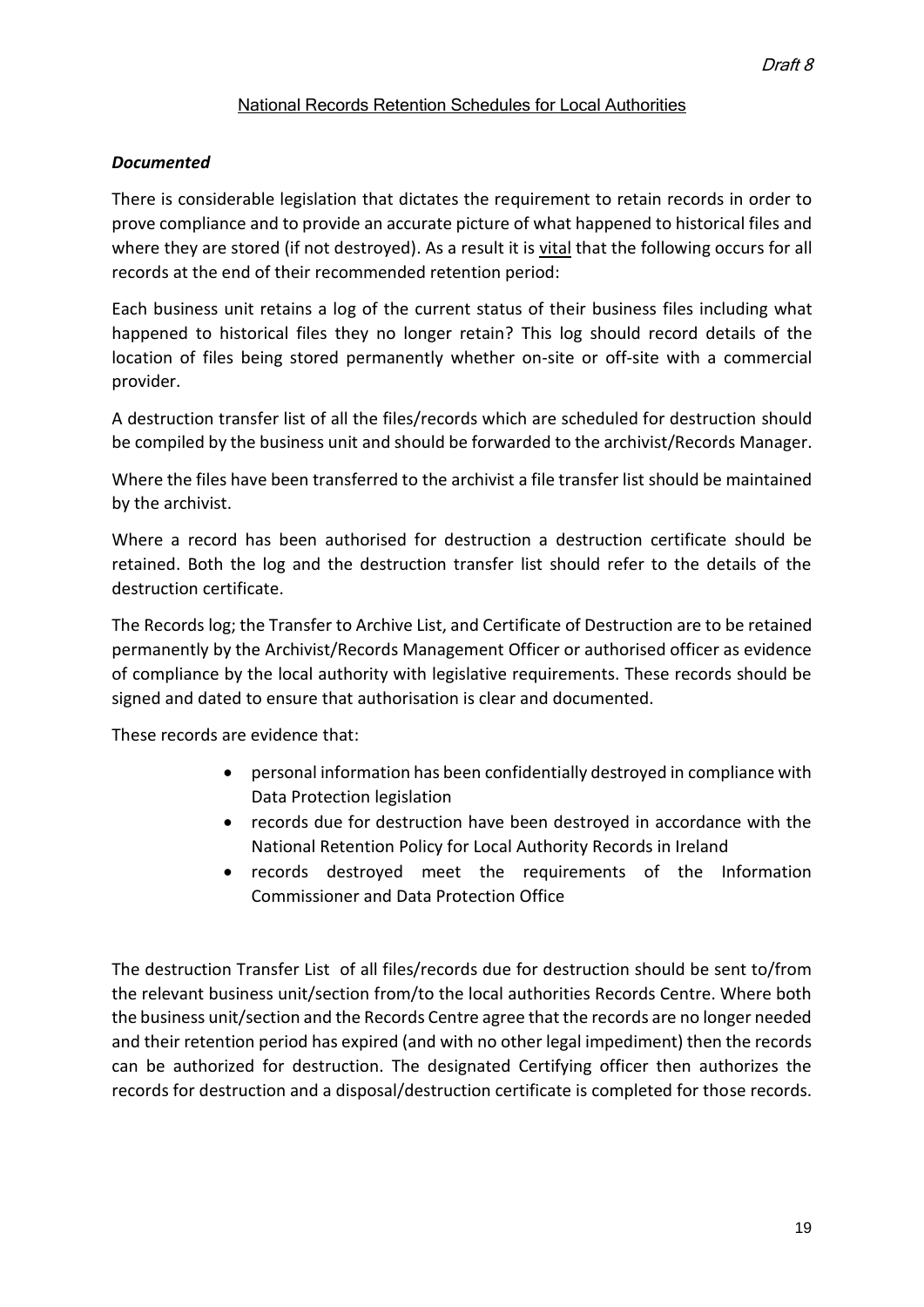### *Documented*

There is considerable legislation that dictates the requirement to retain records in order to prove compliance and to provide an accurate picture of what happened to historical files and where they are stored (if not destroyed). As a result it is <u>vital</u> that the following occurs for all records at the end of their recommended retention period:

Each business unit retains a log of the current status of their business files including what happened to historical files they no longer retain? This log should record details of the location of files being stored permanently whether on-site or off-site with a commercial provider.

A destruction transfer list of all the files/records which are scheduled for destruction should be compiled by the business unit and should be forwarded to the archivist/Records Manager.

Where the files have been transferred to the archivist a file transfer list should be maintained by the archivist.

Where a record has been authorised for destruction a destruction certificate should be retained. Both the log and the destruction transfer list should refer to the details of the destruction certificate.

The Records log; the Transfer to Archive List, and Certificate of Destruction are to be retained permanently by the Archivist/Records Management Officer or authorised officer as evidence of compliance by the local authority with legislative requirements. These records should be signed and dated to ensure that authorisation is clear and documented.

These records are evidence that:

- personal information has been confidentially destroyed in compliance with Data Protection legislation
- records due for destruction have been destroyed in accordance with the National Retention Policy for Local Authority Records in Ireland
- records destroyed meet the requirements of the Information Commissioner and Data Protection Office

The destruction Transfer List of all files/records due for destruction should be sent to/from the relevant business unit/section from/to the local authorities Records Centre. Where both the business unit/section and the Records Centre agree that the records are no longer needed and their retention period has expired (and with no other legal impediment) then the records can be authorized for destruction. The designated Certifying officer then authorizes the records for destruction and a disposal/destruction certificate is completed for those records.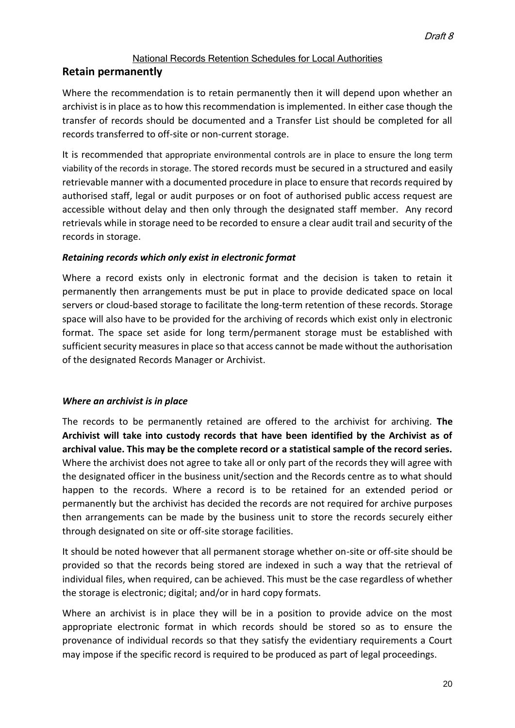## Retain permanently

Where the recommendation is to retain permanently then it will depend upon whether an archivist is in place as to how this recommendation is implemented. In either case though the transfer of records should be documented and a Transfer List should be completed for all records transferred to off-site or non-current storage.

It is recommended that appropriate environmental controls are in place to ensure the long term viability of the records in storage. The stored records must be secured in a structured and easily retrievable manner with a documented procedure in place to ensure that records required by authorised staff, legal or audit purposes or on foot of authorised public access request are accessible without delay and then only through the designated staff member. Any record retrievals while in storage need to be recorded to ensure a clear audit trail and security of the records in storage.

### *Retaining records which only exist in electronic format*

Where a record exists only in electronic format and the decision is taken to retain it permanently then arrangements must be put in place to provide dedicated space on local servers or cloud-based storage to facilitate the long-term retention of these records. Storage space will also have to be provided for the archiving of records which exist only in electronic format. The space set aside for long term/permanent storage must be established with sufficient security measures in place so that access cannot be made without the authorisation of the designated Records Manager or Archivist.

### *Where an archivist is in place*

The records to be permanently retained are offered to the archivist for archiving. **The Archivist will take into custody records that have been identified by the Archivist as of archival value. This may be the complete record or a statistical sample of the record series.** Where the archivist does not agree to take all or only part of the records they will agree with the designated officer in the business unit/section and the Records centre as to what should happen to the records. Where a record is to be retained for an extended period or permanently but the archivist has decided the records are not required for archive purposes then arrangements can be made by the business unit to store the records securely either through designated on site or off-site storage facilities.

It should be noted however that all permanent storage whether on-site or off-site should be provided so that the records being stored are indexed in such a way that the retrieval of individual files, when required, can be achieved. This must be the case regardless of whether the storage is electronic; digital; and/or in hard copy formats.

Where an archivist is in place they will be in a position to provide advice on the most appropriate electronic format in which records should be stored so as to ensure the provenance of individual records so that they satisfy the evidentiary requirements a Court may impose if the specific record is required to be produced as part of legal proceedings.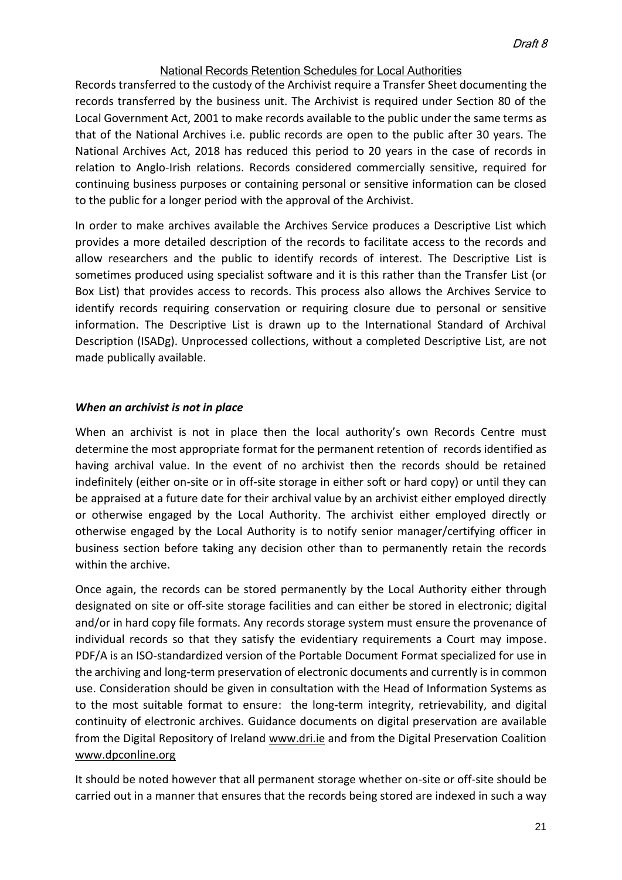Records transferred to the custody of the Archivist require a Transfer Sheet documenting the records transferred by the business unit. The Archivist is required under Section 80 of the Local Government Act, 2001 to make records available to the public under the same terms as that of the National Archives i.e. public records are open to the public after 30 years. The National Archives Act, 2018 has reduced this period to 20 years in the case of records in relation to Anglo-Irish relations. Records considered commercially sensitive, required for continuing business purposes or containing personal or sensitive information can be closed to the public for a longer period with the approval of the Archivist.

In order to make archives available the Archives Service produces a Descriptive List which provides a more detailed description of the records to facilitate access to the records and allow researchers and the public to identify records of interest. The Descriptive List is sometimes produced using specialist software and it is this rather than the Transfer List (or Box List) that provides access to records. This process also allows the Archives Service to identify records requiring conservation or requiring closure due to personal or sensitive information. The Descriptive List is drawn up to the International Standard of Archival Description (ISADg). Unprocessed collections, without a completed Descriptive List, are not made publically available.

***When an archivist is not in place***

When an archivist is not in place then the local authority's own Records Centre must determine the most appropriate format for the permanent retention of records identified as having archival value. In the event of no archivist then the records should be retained indefinitely (either on-site or in off-site storage in either soft or hard copy) or until they can be appraised at a future date for their archival value by an archivist either employed directly or otherwise engaged by the Local Authority. The archivist either employed directly or otherwise engaged by the Local Authority is to notify senior manager/certifying officer in business section before taking any decision other than to permanently retain the records within the archive.

Once again, the records can be stored permanently by the Local Authority either through designated on site or off-site storage facilities and can either be stored in electronic; digital and/or in hard copy file formats. Any records storage system must ensure the provenance of individual records so that they satisfy the evidentiary requirements a Court may impose. PDF/A is an ISO-standardized version of the Portable Document Format specialized for use in the archiving and long-term preservation of electronic documents and currently is in common use. Consideration should be given in consultation with the Head of Information Systems as to the most suitable format to ensure: the long-term integrity, retrievability, and digital continuity of electronic archives. Guidance documents on digital preservation are available from the Digital Repository of Ireland www.dri.ie and from the Digital Preservation Coalition www.dpconline.org

It should be noted however that all permanent storage whether on-site or off-site should be carried out in a manner that ensures that the records being stored are indexed in such a way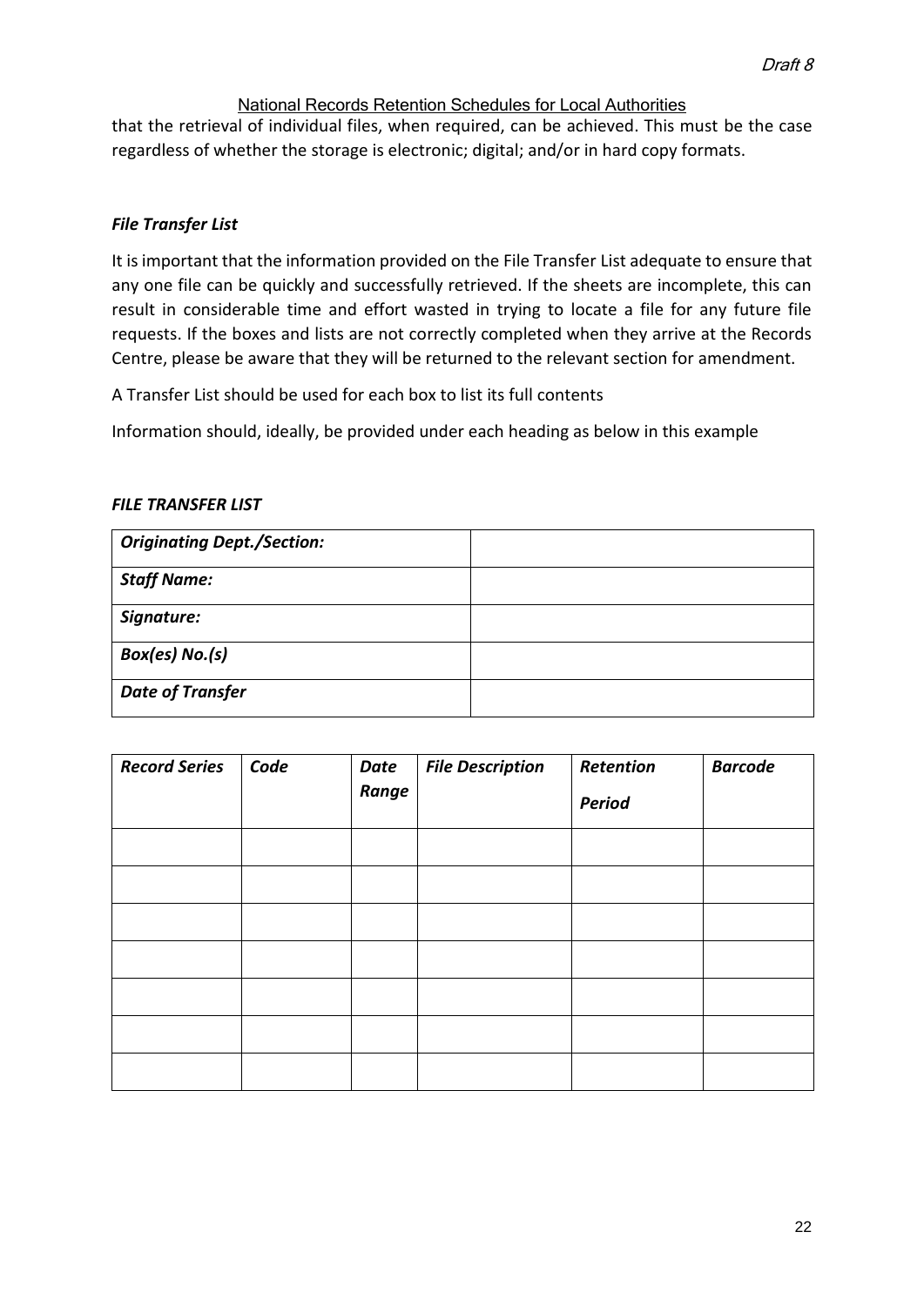that the retrieval of individual files, when required, can be achieved. This must be the case regardless of whether the storage is electronic; digital; and/or in hard copy formats.

***File Transfer List***

It is important that the information provided on the File Transfer List adequate to ensure that any one file can be quickly and successfully retrieved. If the sheets are incomplete, this can result in considerable time and effort wasted in trying to locate a file for any future file requests. If the boxes and lists are not correctly completed when they arrive at the Records Centre, please be aware that they will be returned to the relevant section for amendment.

A Transfer List should be used for each box to list its full contents

Information should, ideally, be provided under each heading as below in this example

***FILE TRANSFER LIST***

| | |
|---|---|
| ***Originating Dept./Section:*** | |
| ***Staff Name:*** | |
| ***Signature:*** | |
| ***Box(es) No.(s)*** | |
| ***Date of Transfer*** | |

| ***Record Series*** | ***Code*** | ***Date Range*** | ***File Description*** | ***Retention Period*** | ***Barcode*** |
|---|---|---|---|---|---|
| | | | | | |
| | | | | | |
| | | | | | |
| | | | | | |
| | | | | | |
| | | | | | |
| | | | | | |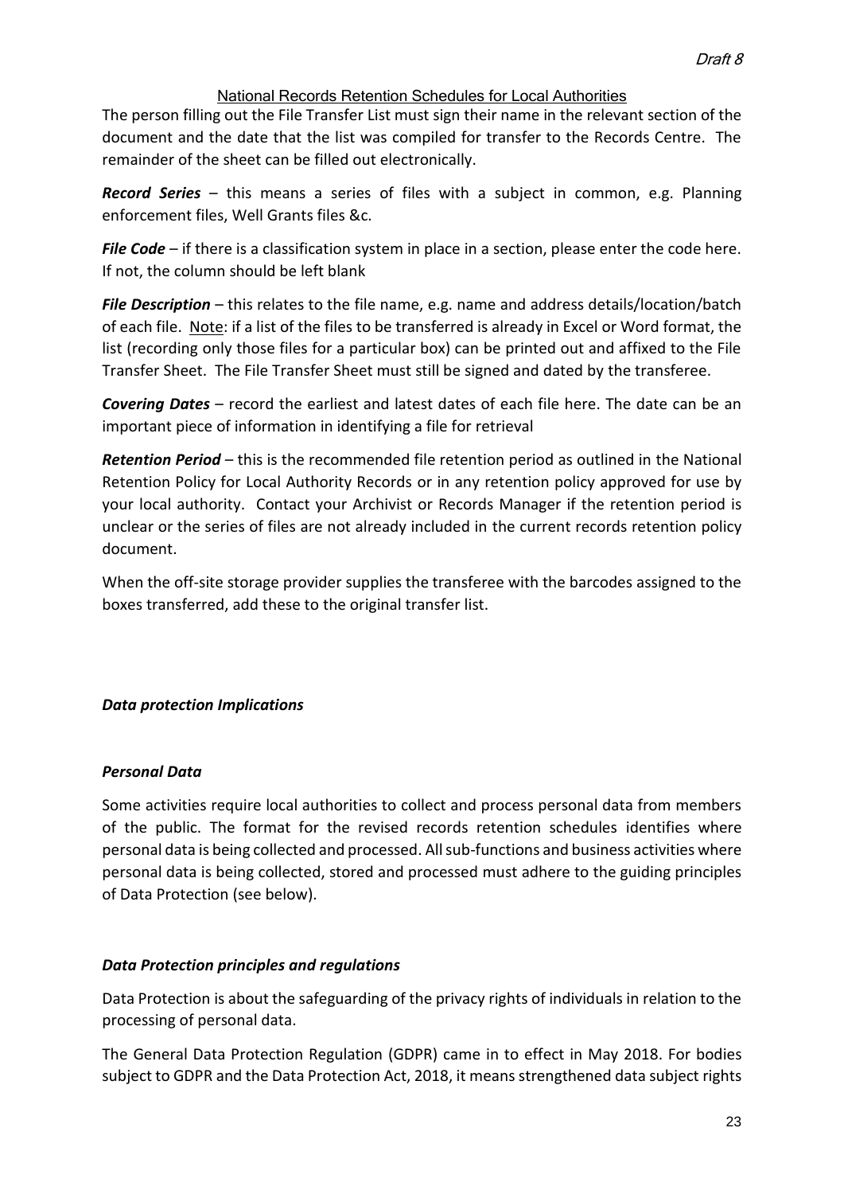The person filling out the File Transfer List must sign their name in the relevant section of the document and the date that the list was compiled for transfer to the Records Centre. The remainder of the sheet can be filled out electronically.

***Record Series*** – this means a series of files with a subject in common, e.g. Planning enforcement files, Well Grants files &c.

***File Code*** – if there is a classification system in place in a section, please enter the code here. If not, the column should be left blank

***File Description*** – this relates to the file name, e.g. name and address details/location/batch of each file. Note: if a list of the files to be transferred is already in Excel or Word format, the list (recording only those files for a particular box) can be printed out and affixed to the File Transfer Sheet. The File Transfer Sheet must still be signed and dated by the transferee.

***Covering Dates*** – record the earliest and latest dates of each file here. The date can be an important piece of information in identifying a file for retrieval

***Retention Period*** – this is the recommended file retention period as outlined in the National Retention Policy for Local Authority Records or in any retention policy approved for use by your local authority. Contact your Archivist or Records Manager if the retention period is unclear or the series of files are not already included in the current records retention policy document.

When the off-site storage provider supplies the transferee with the barcodes assigned to the boxes transferred, add these to the original transfer list.

### *Data protection Implications*

### *Personal Data*

Some activities require local authorities to collect and process personal data from members of the public. The format for the revised records retention schedules identifies where personal data is being collected and processed. All sub-functions and business activities where personal data is being collected, stored and processed must adhere to the guiding principles of Data Protection (see below).

### *Data Protection principles and regulations*

Data Protection is about the safeguarding of the privacy rights of individuals in relation to the processing of personal data.

The General Data Protection Regulation (GDPR) came in to effect in May 2018. For bodies subject to GDPR and the Data Protection Act, 2018, it means strengthened data subject rights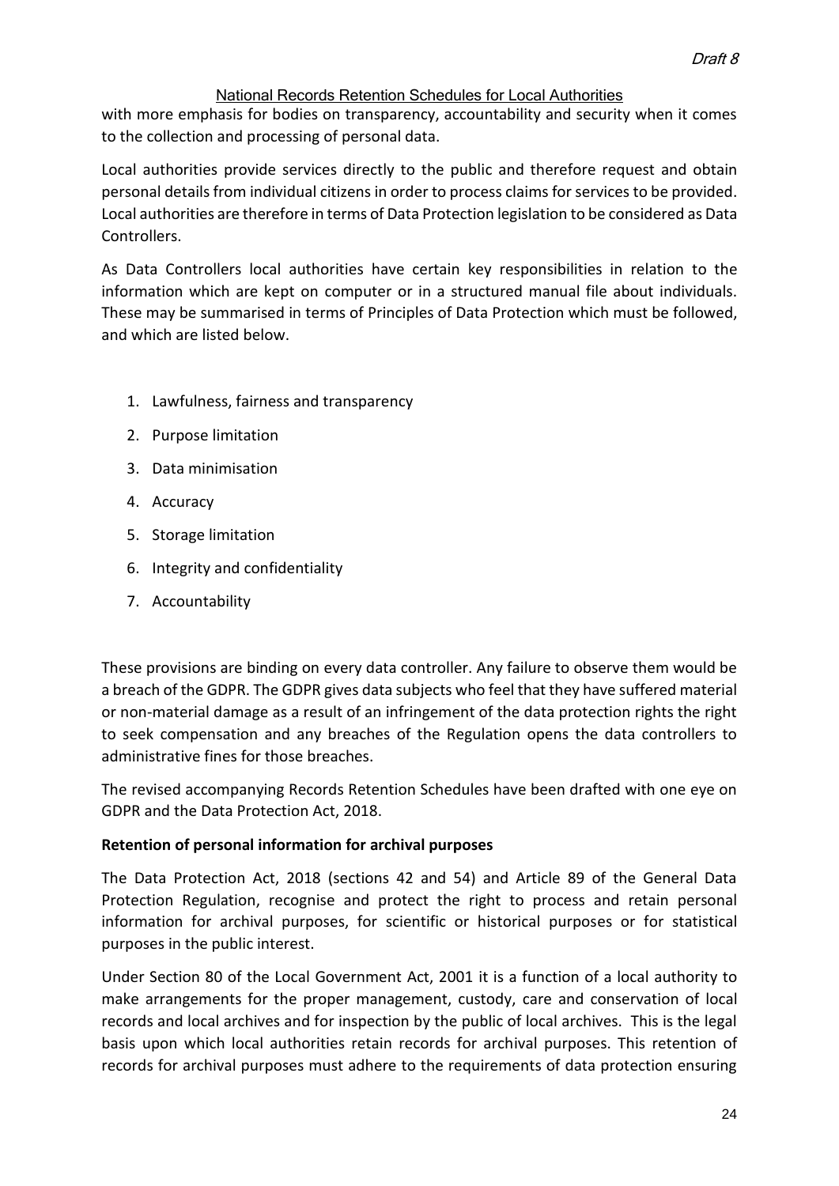with more emphasis for bodies on transparency, accountability and security when it comes to the collection and processing of personal data.

Local authorities provide services directly to the public and therefore request and obtain personal details from individual citizens in order to process claims for services to be provided. Local authorities are therefore in terms of Data Protection legislation to be considered as Data Controllers.

As Data Controllers local authorities have certain key responsibilities in relation to the information which are kept on computer or in a structured manual file about individuals. These may be summarised in terms of Principles of Data Protection which must be followed, and which are listed below.

1. Lawfulness, fairness and transparency
2. Purpose limitation
3. Data minimisation
4. Accuracy
5. Storage limitation
6. Integrity and confidentiality
7. Accountability

These provisions are binding on every data controller. Any failure to observe them would be a breach of the GDPR. The GDPR gives data subjects who feel that they have suffered material or non-material damage as a result of an infringement of the data protection rights the right to seek compensation and any breaches of the Regulation opens the data controllers to administrative fines for those breaches.

The revised accompanying Records Retention Schedules have been drafted with one eye on GDPR and the Data Protection Act, 2018.

**Retention of personal information for archival purposes**

The Data Protection Act, 2018 (sections 42 and 54) and Article 89 of the General Data Protection Regulation, recognise and protect the right to process and retain personal information for archival purposes, for scientific or historical purposes or for statistical purposes in the public interest.

Under Section 80 of the Local Government Act, 2001 it is a function of a local authority to make arrangements for the proper management, custody, care and conservation of local records and local archives and for inspection by the public of local archives. This is the legal basis upon which local authorities retain records for archival purposes. This retention of records for archival purposes must adhere to the requirements of data protection ensuring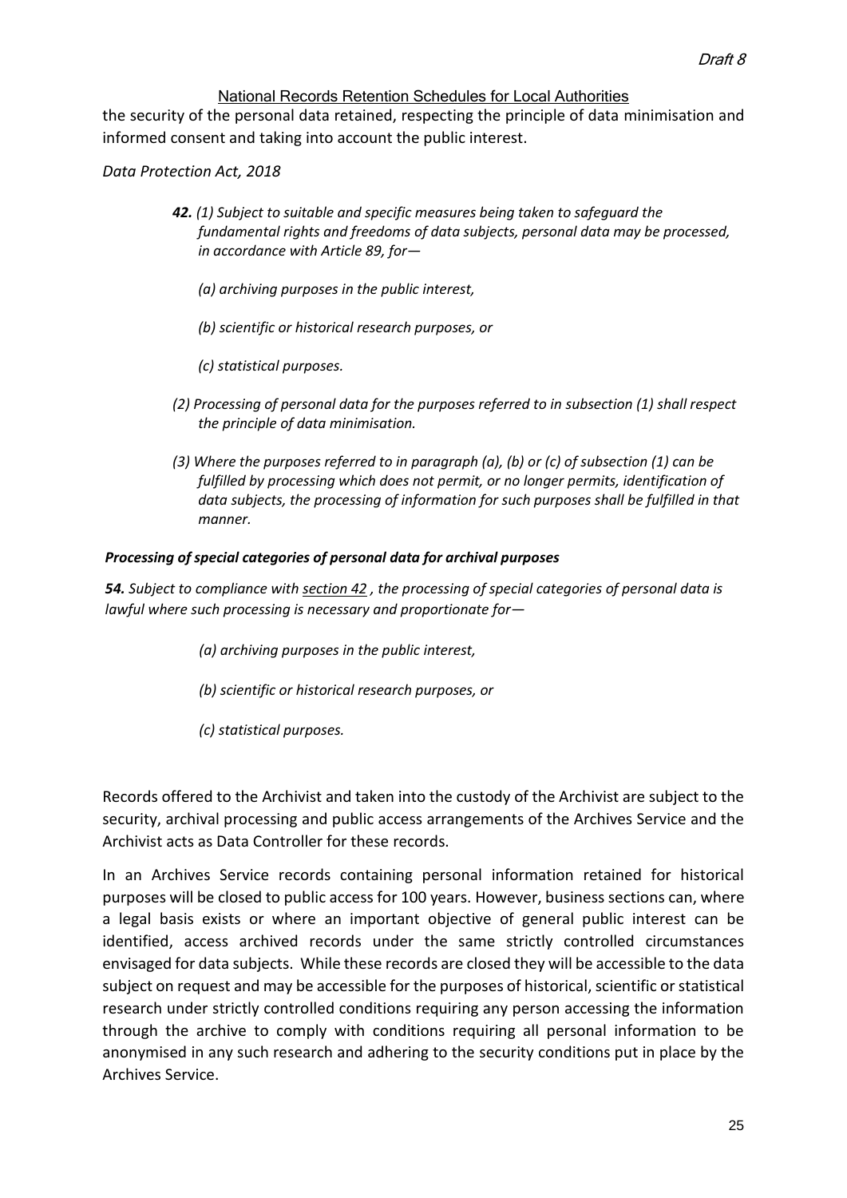the security of the personal data retained, respecting the principle of data minimisation and informed consent and taking into account the public interest.

*Data Protection Act, 2018*

> ***42.*** *(1) Subject to suitable and specific measures being taken to safeguard the fundamental rights and freedoms of data subjects, personal data may be processed, in accordance with Article 89, for—*
>
> *(a) archiving purposes in the public interest,*
>
> *(b) scientific or historical research purposes, or*
>
> *(c) statistical purposes.*
>
> *(2) Processing of personal data for the purposes referred to in subsection (1) shall respect the principle of data minimisation.*
>
> *(3) Where the purposes referred to in paragraph (a), (b) or (c) of subsection (1) can be fulfilled by processing which does not permit, or no longer permits, identification of data subjects, the processing of information for such purposes shall be fulfilled in that manner.*

***Processing of special categories of personal data for archival purposes***

***54.*** *Subject to compliance with section 42 , the processing of special categories of personal data is lawful where such processing is necessary and proportionate for—*

> *(a) archiving purposes in the public interest,*
>
> *(b) scientific or historical research purposes, or*
>
> *(c) statistical purposes.*

Records offered to the Archivist and taken into the custody of the Archivist are subject to the security, archival processing and public access arrangements of the Archives Service and the Archivist acts as Data Controller for these records.

In an Archives Service records containing personal information retained for historical purposes will be closed to public access for 100 years. However, business sections can, where a legal basis exists or where an important objective of general public interest can be identified, access archived records under the same strictly controlled circumstances envisaged for data subjects. While these records are closed they will be accessible to the data subject on request and may be accessible for the purposes of historical, scientific or statistical research under strictly controlled conditions requiring any person accessing the information through the archive to comply with conditions requiring all personal information to be anonymised in any such research and adhering to the security conditions put in place by the Archives Service.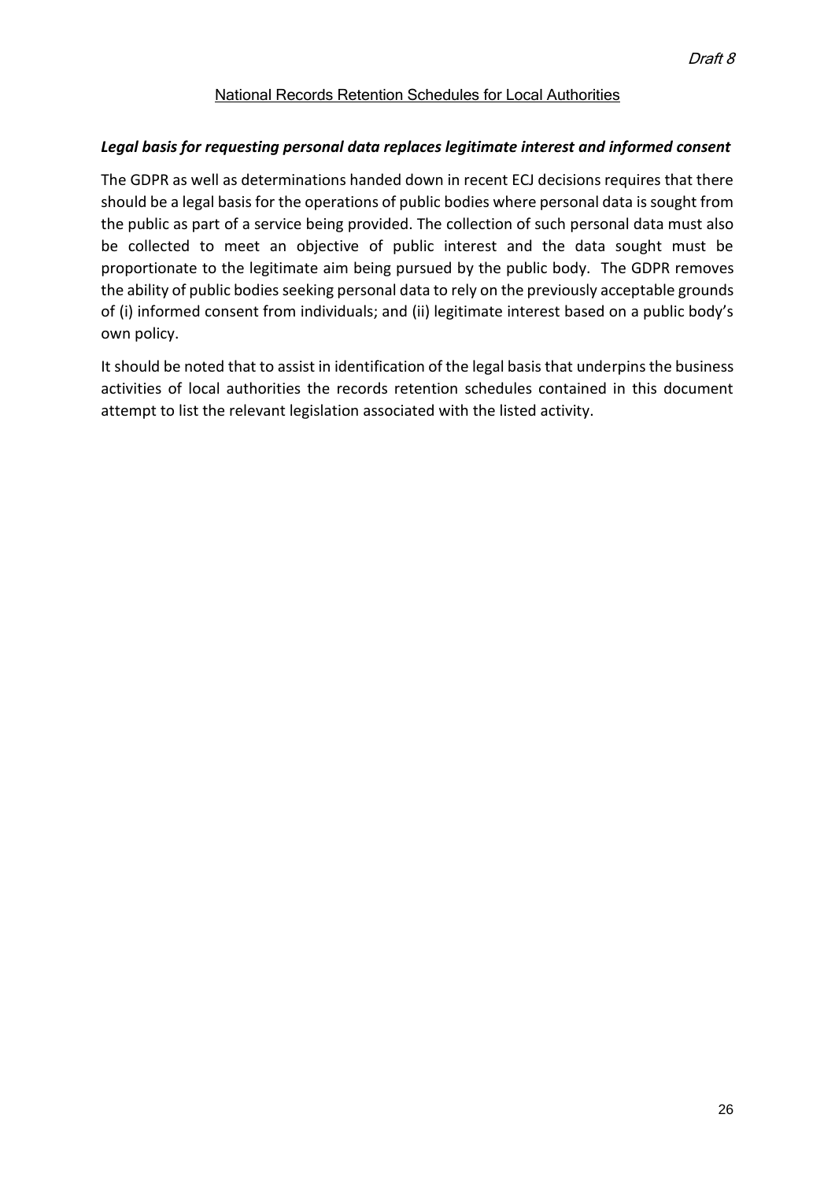***Legal basis for requesting personal data replaces legitimate interest and informed consent***

The GDPR as well as determinations handed down in recent ECJ decisions requires that there should be a legal basis for the operations of public bodies where personal data is sought from the public as part of a service being provided. The collection of such personal data must also be collected to meet an objective of public interest and the data sought must be proportionate to the legitimate aim being pursued by the public body. The GDPR removes the ability of public bodies seeking personal data to rely on the previously acceptable grounds of (i) informed consent from individuals; and (ii) legitimate interest based on a public body's own policy.

It should be noted that to assist in identification of the legal basis that underpins the business activities of local authorities the records retention schedules contained in this document attempt to list the relevant legislation associated with the listed activity.